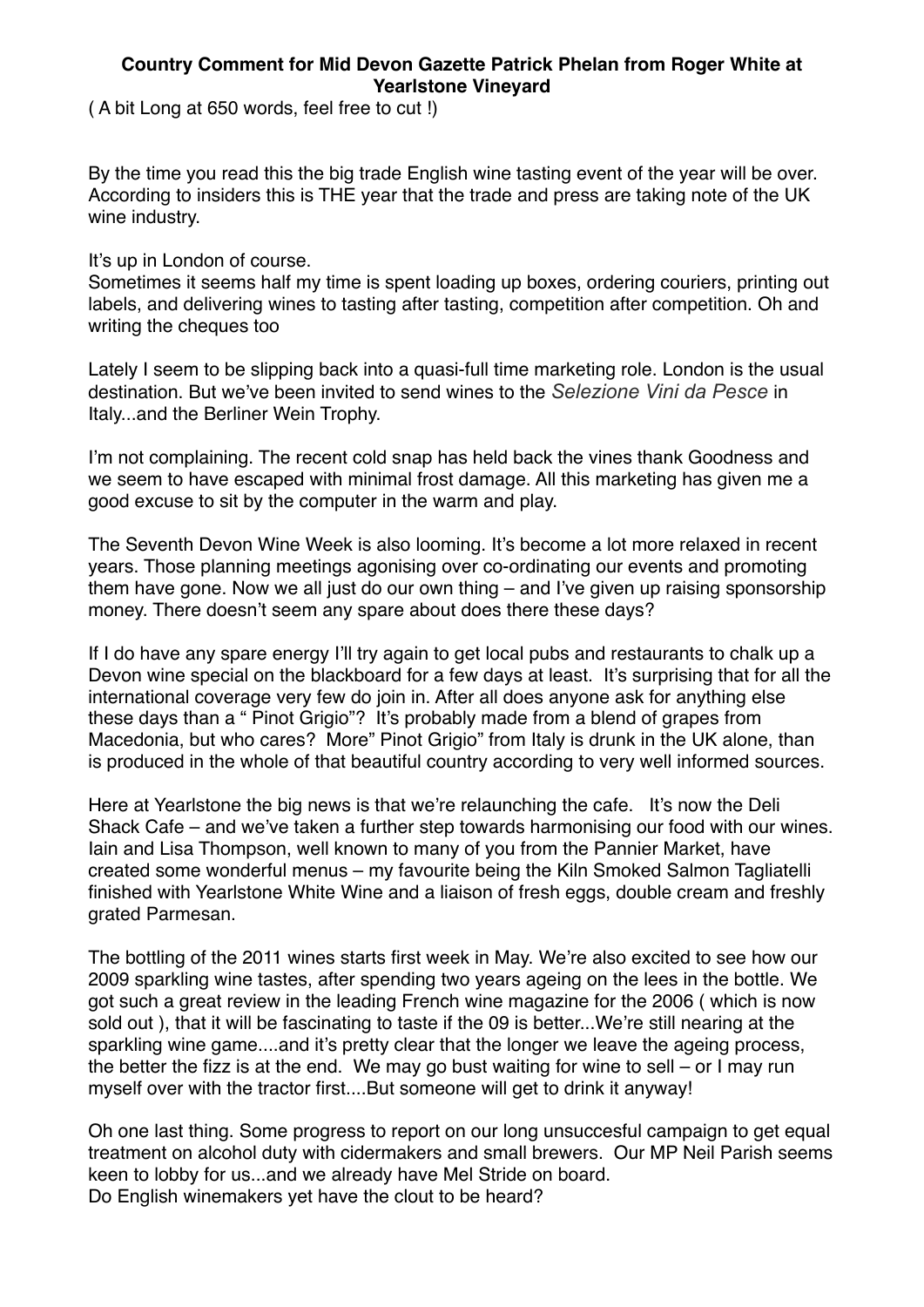**Country Comment for Mid Devon Gazette Patrick Phelan from Roger White at Yearlstone Vineyard**

( A bit Long at 650 words, feel free to cut !)

By the time you read this the big trade English wine tasting event of the year will be over. According to insiders this is THE year that the trade and press are taking note of the UK wine industry.

It's up in London of course.
Sometimes it seems half my time is spent loading up boxes, ordering couriers, printing out labels, and delivering wines to tasting after tasting, competition after competition. Oh and writing the cheques too

Lately I seem to be slipping back into a quasi-full time marketing role. London is the usual destination. But we've been invited to send wines to the *Selezione Vini da Pesce* in Italy...and the Berliner Wein Trophy.

I'm not complaining. The recent cold snap has held back the vines thank Goodness and we seem to have escaped with minimal frost damage. All this marketing has given me a good excuse to sit by the computer in the warm and play.

The Seventh Devon Wine Week is also looming. It's become a lot more relaxed in recent years. Those planning meetings agonising over co-ordinating our events and promoting them have gone. Now we all just do our own thing – and I've given up raising sponsorship money. There doesn't seem any spare about does there these days?

If I do have any spare energy I'll try again to get local pubs and restaurants to chalk up a Devon wine special on the blackboard for a few days at least. It's surprising that for all the international coverage very few do join in. After all does anyone ask for anything else these days than a " Pinot Grigio"? It's probably made from a blend of grapes from Macedonia, but who cares? More" Pinot Grigio" from Italy is drunk in the UK alone, than is produced in the whole of that beautiful country according to very well informed sources.

Here at Yearlstone the big news is that we're relaunching the cafe. It's now the Deli Shack Cafe – and we've taken a further step towards harmonising our food with our wines. Iain and Lisa Thompson, well known to many of you from the Pannier Market, have created some wonderful menus – my favourite being the Kiln Smoked Salmon Tagliatelli finished with Yearlstone White Wine and a liaison of fresh eggs, double cream and freshly grated Parmesan.

The bottling of the 2011 wines starts first week in May. We're also excited to see how our 2009 sparkling wine tastes, after spending two years ageing on the lees in the bottle. We got such a great review in the leading French wine magazine for the 2006 ( which is now sold out ), that it will be fascinating to taste if the 09 is better...We're still nearing at the sparkling wine game....and it's pretty clear that the longer we leave the ageing process, the better the fizz is at the end. We may go bust waiting for wine to sell – or I may run myself over with the tractor first....But someone will get to drink it anyway!

Oh one last thing. Some progress to report on our long unsuccesful campaign to get equal treatment on alcohol duty with cidermakers and small brewers. Our MP Neil Parish seems keen to lobby for us...and we already have Mel Stride on board.
Do English winemakers yet have the clout to be heard?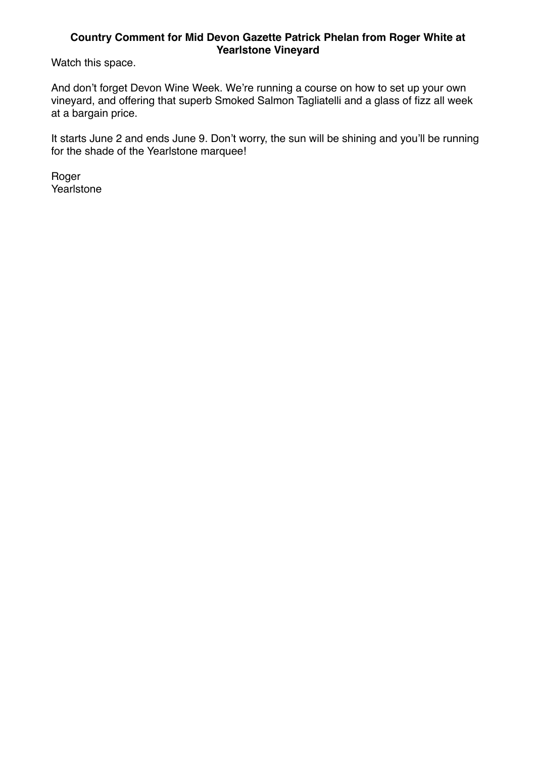**Country Comment for Mid Devon Gazette Patrick Phelan from Roger White at Yearlstone Vineyard**

Watch this space.

And don't forget Devon Wine Week. We're running a course on how to set up your own vineyard, and offering that superb Smoked Salmon Tagliatelli and a glass of fizz all week at a bargain price.

It starts June 2 and ends June 9. Don't worry, the sun will be shining and you'll be running for the shade of the Yearlstone marquee!

Roger
Yearlstone